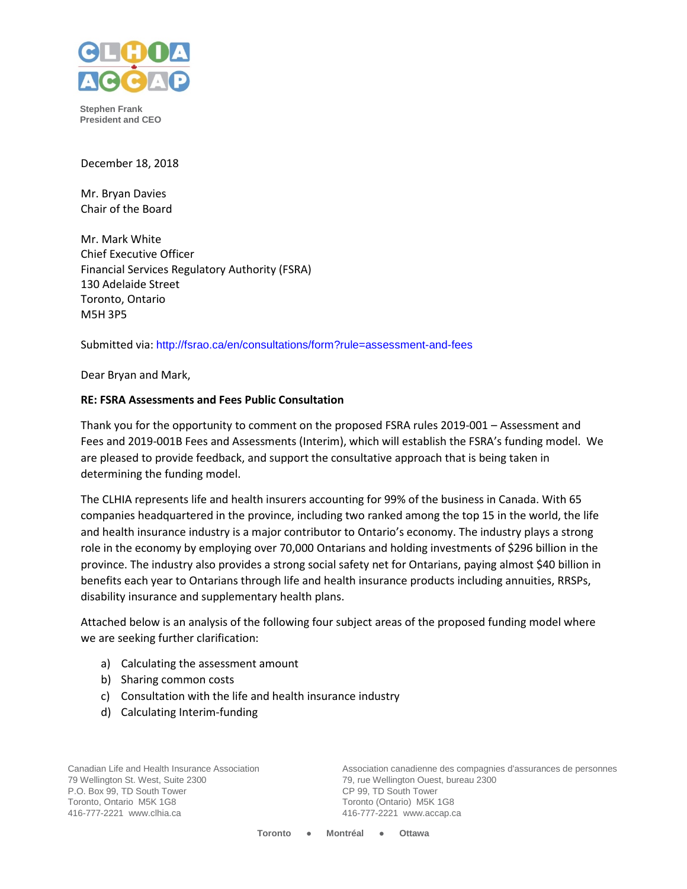CLHIA ACCAP

Stephen Frank
President and CEO

December 18, 2018

Mr. Bryan Davies
Chair of the Board

Mr. Mark White
Chief Executive Officer
Financial Services Regulatory Authority (FSRA)
130 Adelaide Street
Toronto, Ontario
M5H 3P5

Submitted via: http://fsrao.ca/en/consultations/form?rule=assessment-and-fees

Dear Bryan and Mark,

**RE: FSRA Assessments and Fees Public Consultation**

Thank you for the opportunity to comment on the proposed FSRA rules 2019-001 – Assessment and Fees and 2019-001B Fees and Assessments (Interim), which will establish the FSRA's funding model. We are pleased to provide feedback, and support the consultative approach that is being taken in determining the funding model.

The CLHIA represents life and health insurers accounting for 99% of the business in Canada. With 65 companies headquartered in the province, including two ranked among the top 15 in the world, the life and health insurance industry is a major contributor to Ontario's economy. The industry plays a strong role in the economy by employing over 70,000 Ontarians and holding investments of $296 billion in the province. The industry also provides a strong social safety net for Ontarians, paying almost $40 billion in benefits each year to Ontarians through life and health insurance products including annuities, RRSPs, disability insurance and supplementary health plans.

Attached below is an analysis of the following four subject areas of the proposed funding model where we are seeking further clarification:

a) Calculating the assessment amount
b) Sharing common costs
c) Consultation with the life and health insurance industry
d) Calculating Interim-funding

Canadian Life and Health Insurance Association
79 Wellington St. West, Suite 2300
P.O. Box 99, TD South Tower
Toronto, Ontario M5K 1G8
416-777-2221 www.clhia.ca

Association canadienne des compagnies d'assurances de personnes
79, rue Wellington Ouest, bureau 2300
CP 99, TD South Tower
Toronto (Ontario) M5K 1G8
416-777-2221 www.accap.ca

Toronto • Montréal • Ottawa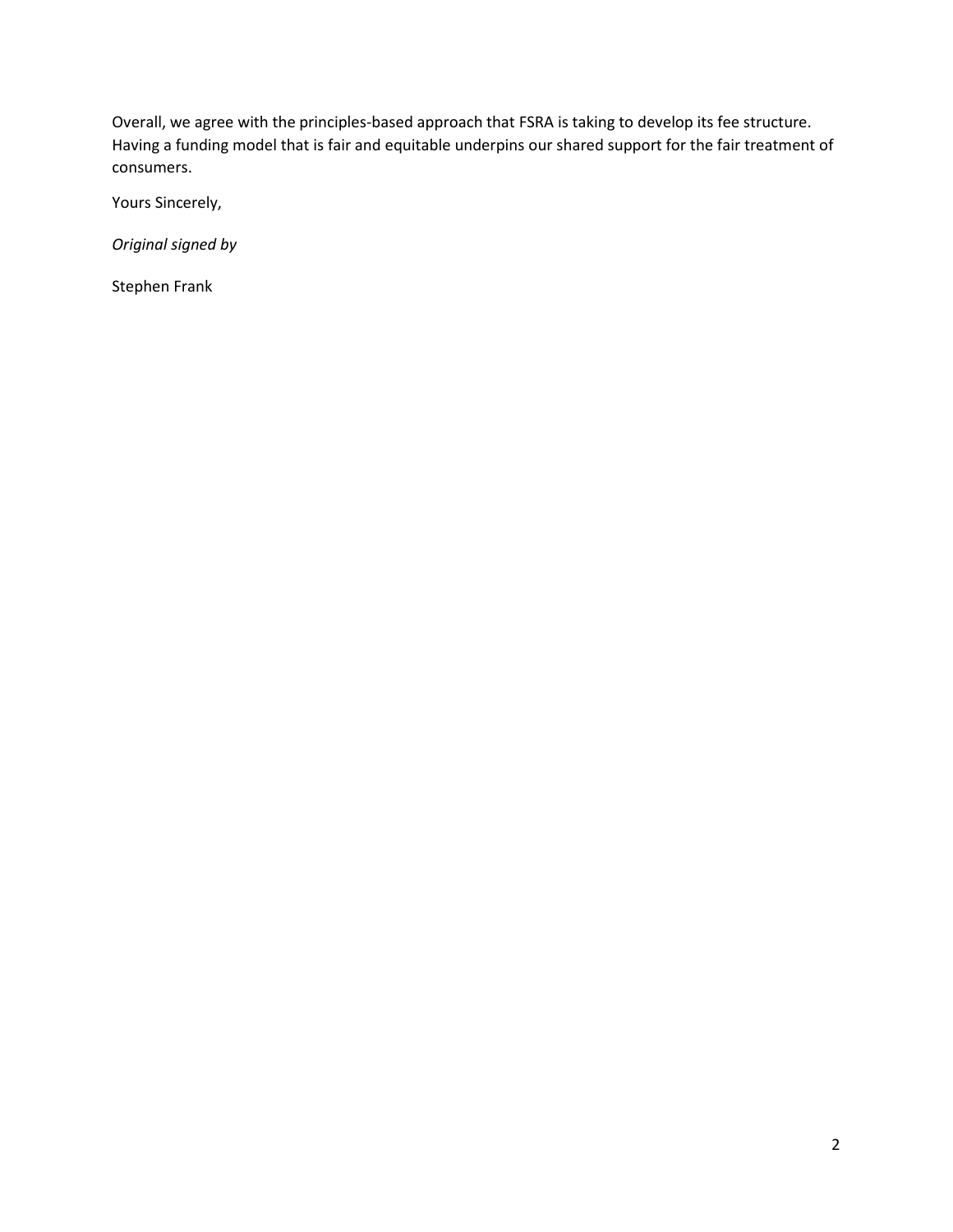Overall, we agree with the principles-based approach that FSRA is taking to develop its fee structure. Having a funding model that is fair and equitable underpins our shared support for the fair treatment of consumers.

Yours Sincerely,

*Original signed by*

Stephen Frank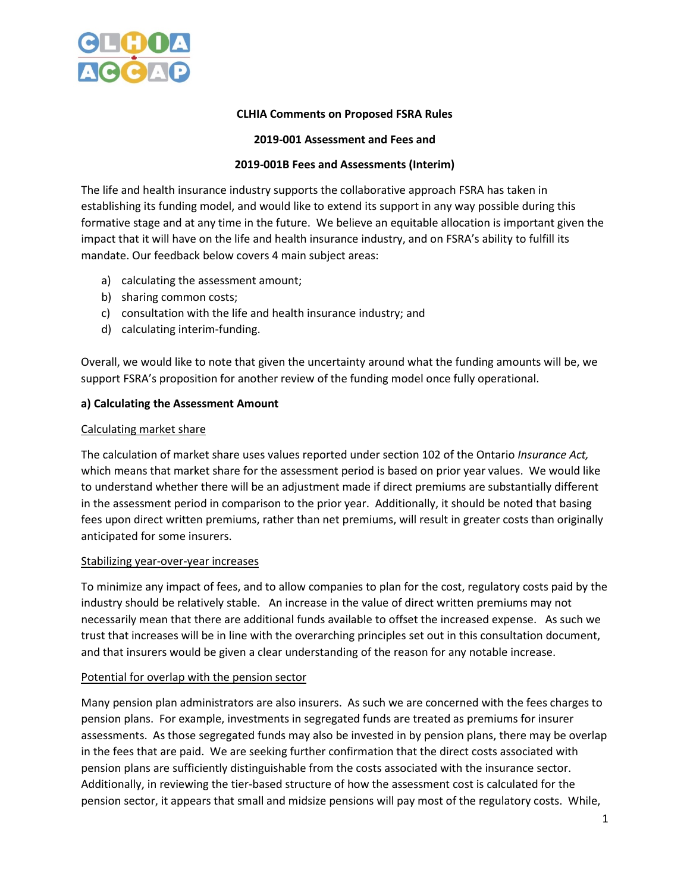**CLHIA Comments on Proposed FSRA Rules**

**2019-001 Assessment and Fees and**

**2019-001B Fees and Assessments (Interim)**

The life and health insurance industry supports the collaborative approach FSRA has taken in establishing its funding model, and would like to extend its support in any way possible during this formative stage and at any time in the future. We believe an equitable allocation is important given the impact that it will have on the life and health insurance industry, and on FSRA's ability to fulfill its mandate. Our feedback below covers 4 main subject areas:

a) calculating the assessment amount;
b) sharing common costs;
c) consultation with the life and health insurance industry; and
d) calculating interim-funding.

Overall, we would like to note that given the uncertainty around what the funding amounts will be, we support FSRA's proposition for another review of the funding model once fully operational.

**a) Calculating the Assessment Amount**

Calculating market share

The calculation of market share uses values reported under section 102 of the Ontario *Insurance Act,* which means that market share for the assessment period is based on prior year values. We would like to understand whether there will be an adjustment made if direct premiums are substantially different in the assessment period in comparison to the prior year. Additionally, it should be noted that basing fees upon direct written premiums, rather than net premiums, will result in greater costs than originally anticipated for some insurers.

Stabilizing year-over-year increases

To minimize any impact of fees, and to allow companies to plan for the cost, regulatory costs paid by the industry should be relatively stable. An increase in the value of direct written premiums may not necessarily mean that there are additional funds available to offset the increased expense. As such we trust that increases will be in line with the overarching principles set out in this consultation document, and that insurers would be given a clear understanding of the reason for any notable increase.

Potential for overlap with the pension sector

Many pension plan administrators are also insurers. As such we are concerned with the fees charges to pension plans. For example, investments in segregated funds are treated as premiums for insurer assessments. As those segregated funds may also be invested in by pension plans, there may be overlap in the fees that are paid. We are seeking further confirmation that the direct costs associated with pension plans are sufficiently distinguishable from the costs associated with the insurance sector. Additionally, in reviewing the tier-based structure of how the assessment cost is calculated for the pension sector, it appears that small and midsize pensions will pay most of the regulatory costs. While,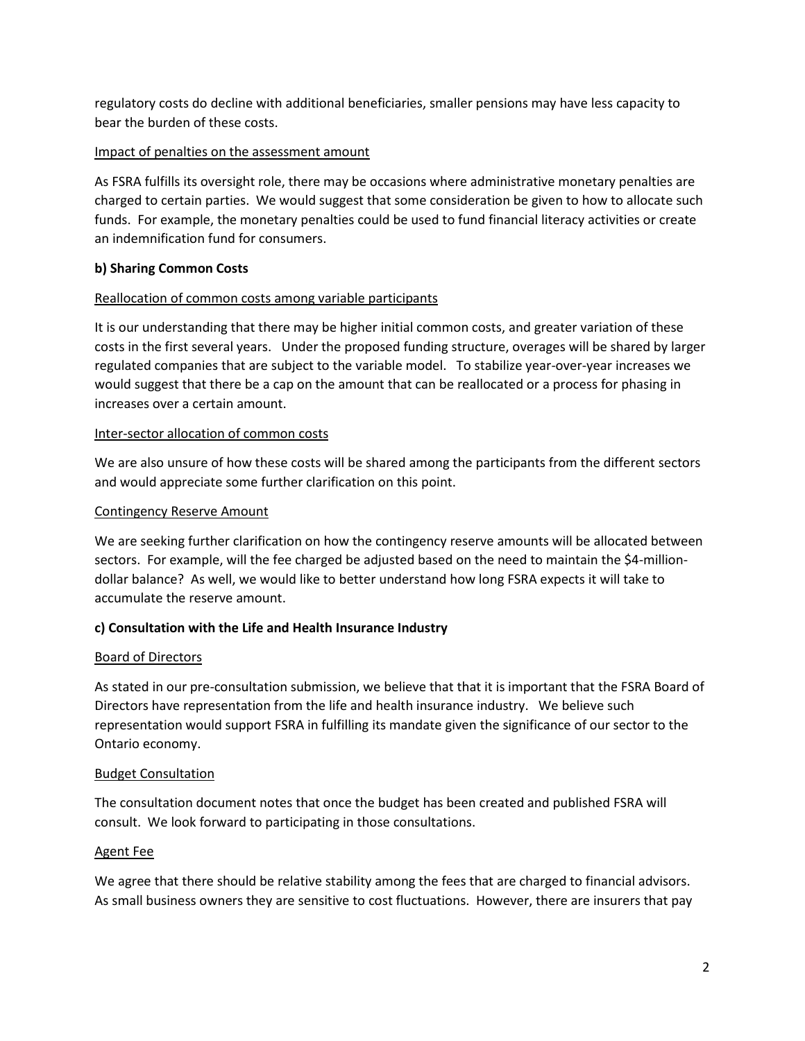regulatory costs do decline with additional beneficiaries, smaller pensions may have less capacity to bear the burden of these costs.

Impact of penalties on the assessment amount

As FSRA fulfills its oversight role, there may be occasions where administrative monetary penalties are charged to certain parties. We would suggest that some consideration be given to how to allocate such funds. For example, the monetary penalties could be used to fund financial literacy activities or create an indemnification fund for consumers.

**b) Sharing Common Costs**

Reallocation of common costs among variable participants

It is our understanding that there may be higher initial common costs, and greater variation of these costs in the first several years. Under the proposed funding structure, overages will be shared by larger regulated companies that are subject to the variable model. To stabilize year-over-year increases we would suggest that there be a cap on the amount that can be reallocated or a process for phasing in increases over a certain amount.

Inter-sector allocation of common costs

We are also unsure of how these costs will be shared among the participants from the different sectors and would appreciate some further clarification on this point.

Contingency Reserve Amount

We are seeking further clarification on how the contingency reserve amounts will be allocated between sectors. For example, will the fee charged be adjusted based on the need to maintain the $4-million-dollar balance? As well, we would like to better understand how long FSRA expects it will take to accumulate the reserve amount.

**c) Consultation with the Life and Health Insurance Industry**

Board of Directors

As stated in our pre-consultation submission, we believe that that it is important that the FSRA Board of Directors have representation from the life and health insurance industry. We believe such representation would support FSRA in fulfilling its mandate given the significance of our sector to the Ontario economy.

Budget Consultation

The consultation document notes that once the budget has been created and published FSRA will consult. We look forward to participating in those consultations.

Agent Fee

We agree that there should be relative stability among the fees that are charged to financial advisors. As small business owners they are sensitive to cost fluctuations. However, there are insurers that pay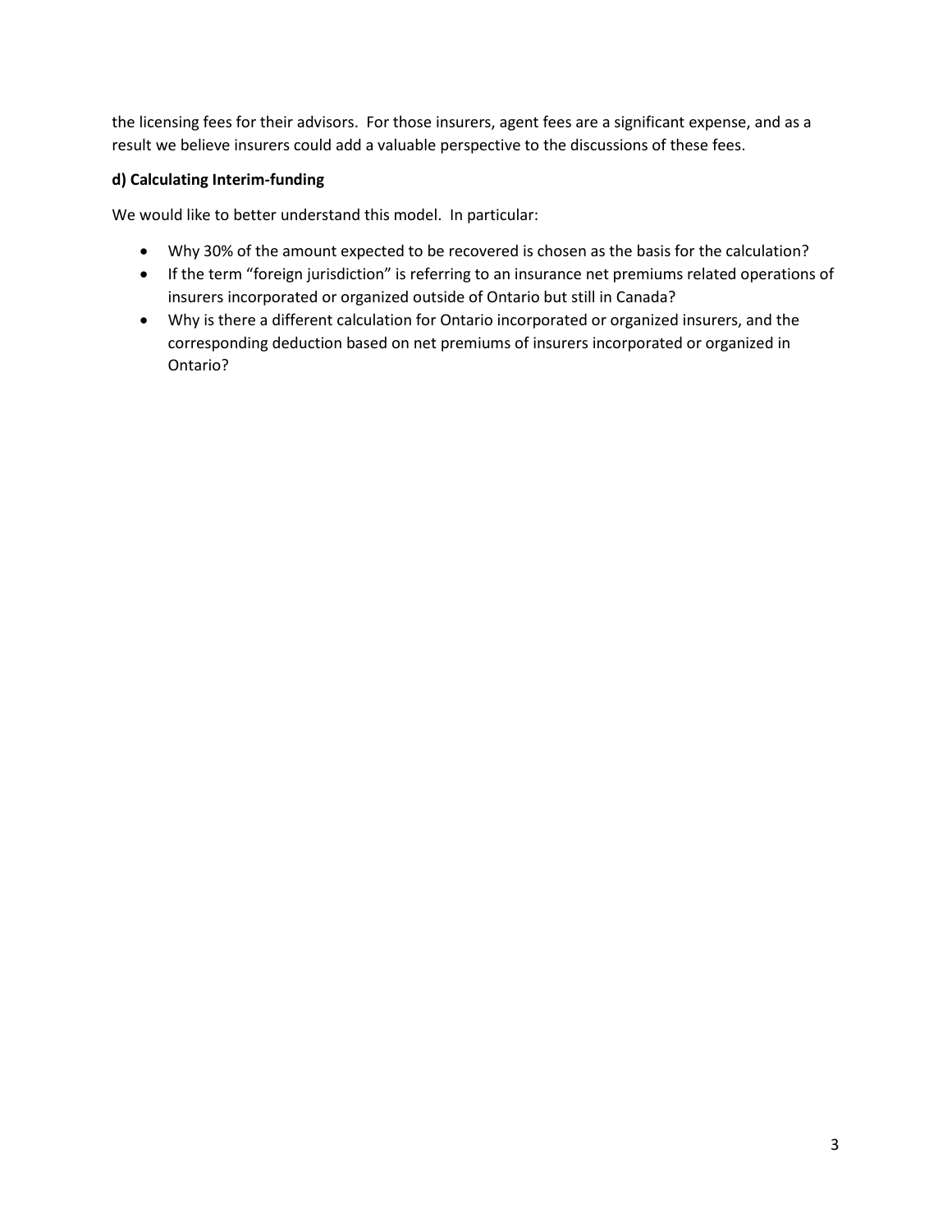the licensing fees for their advisors. For those insurers, agent fees are a significant expense, and as a result we believe insurers could add a valuable perspective to the discussions of these fees.

**d) Calculating Interim-funding**

We would like to better understand this model. In particular:

- Why 30% of the amount expected to be recovered is chosen as the basis for the calculation?
- If the term "foreign jurisdiction" is referring to an insurance net premiums related operations of insurers incorporated or organized outside of Ontario but still in Canada?
- Why is there a different calculation for Ontario incorporated or organized insurers, and the corresponding deduction based on net premiums of insurers incorporated or organized in Ontario?